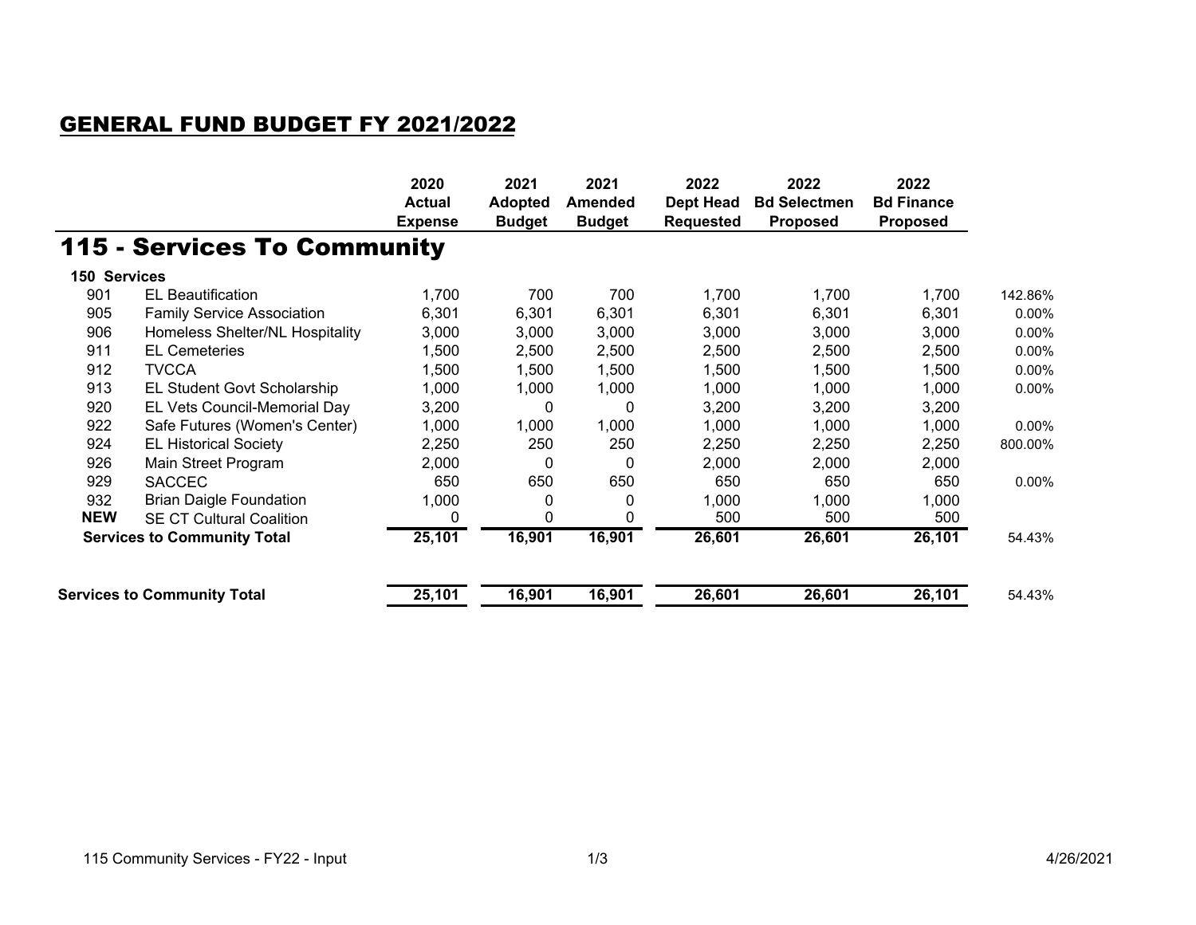## GENERAL FUND BUDGET FY 2021/2022

# 115 - Services To Community

| | | 2020 Actual Expense | 2021 Adopted Budget | 2021 Amended Budget | 2022 Dept Head Requested | 2022 Bd Selectmen Proposed | 2022 Bd Finance Proposed | |
|---|---|---|---|---|---|---|---|---|
| **150 Services** | | | | | | | | |
| 901 | EL Beautification | 1,700 | 700 | 700 | 1,700 | 1,700 | 1,700 | 142.86% |
| 905 | Family Service Association | 6,301 | 6,301 | 6,301 | 6,301 | 6,301 | 6,301 | 0.00% |
| 906 | Homeless Shelter/NL Hospitality | 3,000 | 3,000 | 3,000 | 3,000 | 3,000 | 3,000 | 0.00% |
| 911 | EL Cemeteries | 1,500 | 2,500 | 2,500 | 2,500 | 2,500 | 2,500 | 0.00% |
| 912 | TVCCA | 1,500 | 1,500 | 1,500 | 1,500 | 1,500 | 1,500 | 0.00% |
| 913 | EL Student Govt Scholarship | 1,000 | 1,000 | 1,000 | 1,000 | 1,000 | 1,000 | 0.00% |
| 920 | EL Vets Council-Memorial Day | 3,200 | 0 | 0 | 3,200 | 3,200 | 3,200 | |
| 922 | Safe Futures (Women's Center) | 1,000 | 1,000 | 1,000 | 1,000 | 1,000 | 1,000 | 0.00% |
| 924 | EL Historical Society | 2,250 | 250 | 250 | 2,250 | 2,250 | 2,250 | 800.00% |
| 926 | Main Street Program | 2,000 | 0 | 0 | 2,000 | 2,000 | 2,000 | |
| 929 | SACCEC | 650 | 650 | 650 | 650 | 650 | 650 | 0.00% |
| 932 | Brian Daigle Foundation | 1,000 | 0 | 0 | 1,000 | 1,000 | 1,000 | |
| **NEW** | SE CT Cultural Coalition | 0 | 0 | 0 | 500 | 500 | 500 | |
| **Services to Community Total** | | **25,101** | **16,901** | **16,901** | **26,601** | **26,601** | **26,101** | 54.43% |
| **Services to Community Total** | | **25,101** | **16,901** | **16,901** | **26,601** | **26,601** | **26,101** | 54.43% |

115 Community Services - FY22 - Input 4/26/2021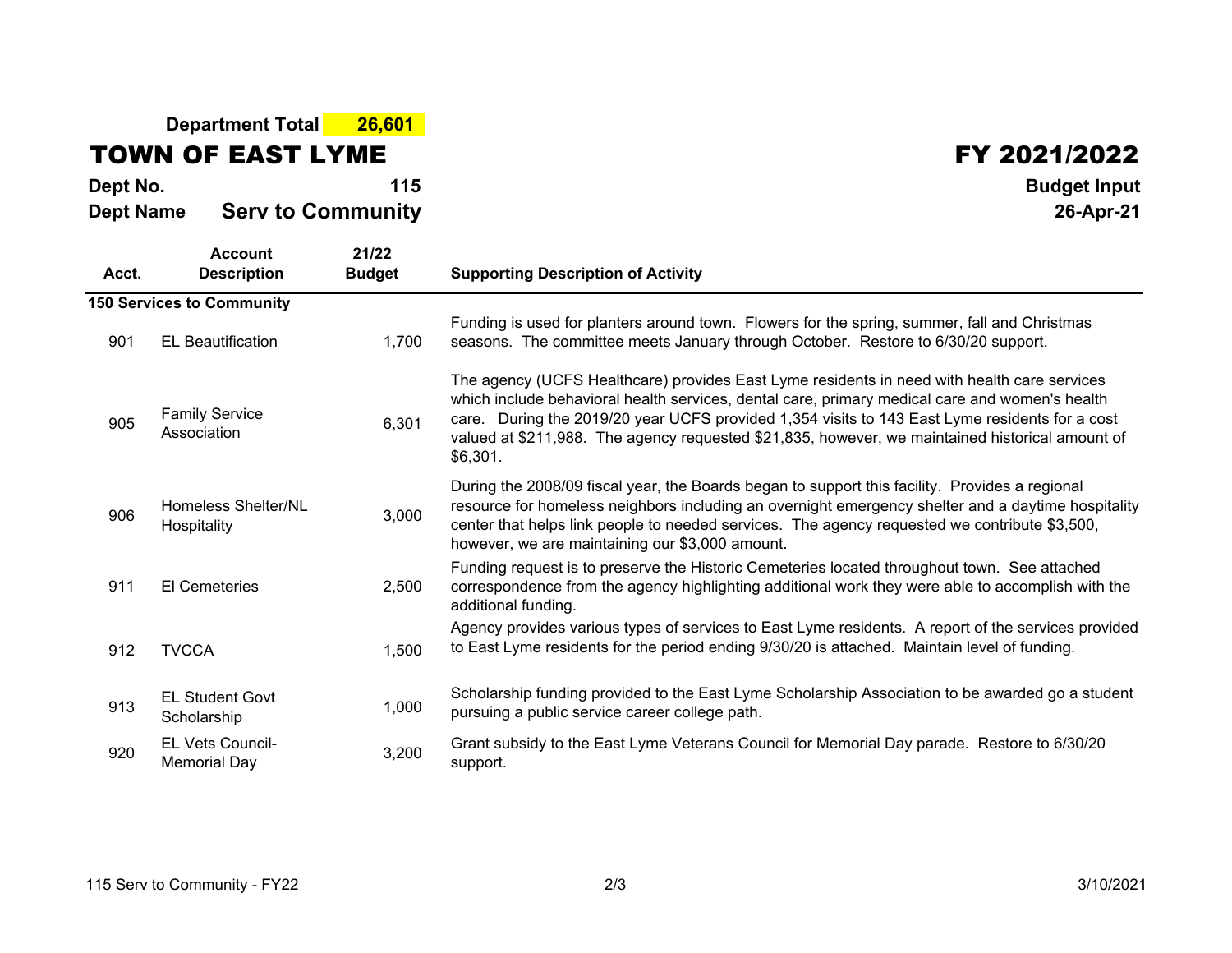**Department Total** **26,601**

# TOWN OF EAST LYME

# FY 2021/2022

**Dept No.** **115**

**Budget Input**

**Dept Name** **Serv to Community**

**26-Apr-21**

| Acct. | Account Description | 21/22 Budget | Supporting Description of Activity |
|---|---|---|---|
| **150 Services to Community** | | | |
| 901 | EL Beautification | 1,700 | Funding is used for planters around town. Flowers for the spring, summer, fall and Christmas seasons. The committee meets January through October. Restore to 6/30/20 support. |
| 905 | Family Service Association | 6,301 | The agency (UCFS Healthcare) provides East Lyme residents in need with health care services which include behavioral health services, dental care, primary medical care and women's health care. During the 2019/20 year UCFS provided 1,354 visits to 143 East Lyme residents for a cost valued at $211,988. The agency requested $21,835, however, we maintained historical amount of $6,301. |
| 906 | Homeless Shelter/NL Hospitality | 3,000 | During the 2008/09 fiscal year, the Boards began to support this facility. Provides a regional resource for homeless neighbors including an overnight emergency shelter and a daytime hospitality center that helps link people to needed services. The agency requested we contribute $3,500, however, we are maintaining our $3,000 amount. |
| 911 | El Cemeteries | 2,500 | Funding request is to preserve the Historic Cemeteries located throughout town. See attached correspondence from the agency highlighting additional work they were able to accomplish with the additional funding. |
| 912 | TVCCA | 1,500 | Agency provides various types of services to East Lyme residents. A report of the services provided to East Lyme residents for the period ending 9/30/20 is attached. Maintain level of funding. |
| 913 | EL Student Govt Scholarship | 1,000 | Scholarship funding provided to the East Lyme Scholarship Association to be awarded go a student pursuing a public service career college path. |
| 920 | EL Vets Council-Memorial Day | 3,200 | Grant subsidy to the East Lyme Veterans Council for Memorial Day parade. Restore to 6/30/20 support. |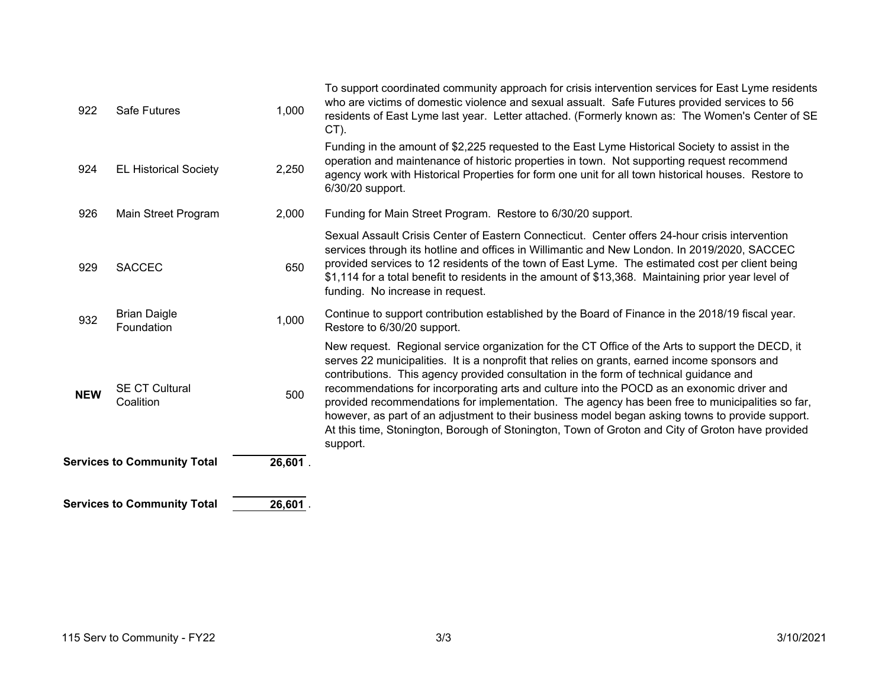| | | | |
|---|---|---|---|
| 922 | Safe Futures | 1,000 | To support coordinated community approach for crisis intervention services for East Lyme residents who are victims of domestic violence and sexual assault. Safe Futures provided services to 56 residents of East Lyme last year. Letter attached. (Formerly known as: The Women's Center of SE CT). |
| 924 | EL Historical Society | 2,250 | Funding in the amount of $2,225 requested to the East Lyme Historical Society to assist in the operation and maintenance of historic properties in town. Not supporting request recommend agency work with Historical Properties for form one unit for all town historical houses. Restore to 6/30/20 support. |
| 926 | Main Street Program | 2,000 | Funding for Main Street Program. Restore to 6/30/20 support. |
| 929 | SACCEC | 650 | Sexual Assault Crisis Center of Eastern Connecticut. Center offers 24-hour crisis intervention services through its hotline and offices in Willimantic and New London. In 2019/2020, SACCEC provided services to 12 residents of the town of East Lyme. The estimated cost per client being $1,114 for a total benefit to residents in the amount of $13,368. Maintaining prior year level of funding. No increase in request. |
| 932 | Brian Daigle Foundation | 1,000 | Continue to support contribution established by the Board of Finance in the 2018/19 fiscal year. Restore to 6/30/20 support. |
| **NEW** | SE CT Cultural Coalition | 500 | New request. Regional service organization for the CT Office of the Arts to support the DECD, it serves 22 municipalities. It is a nonprofit that relies on grants, earned income sponsors and contributions. This agency provided consultation in the form of technical guidance and recommendations for incorporating arts and culture into the POCD as an exonomic driver and provided recommendations for implementation. The agency has been free to municipalities so far, however, as part of an adjustment to their business model began asking towns to provide support. At this time, Stonington, Borough of Stonington, Town of Groton and City of Groton have provided support. |
| **Services to Community Total** | | **26,601** | |

| | |
|---|---|
| **Services to Community Total** | **26,601** |